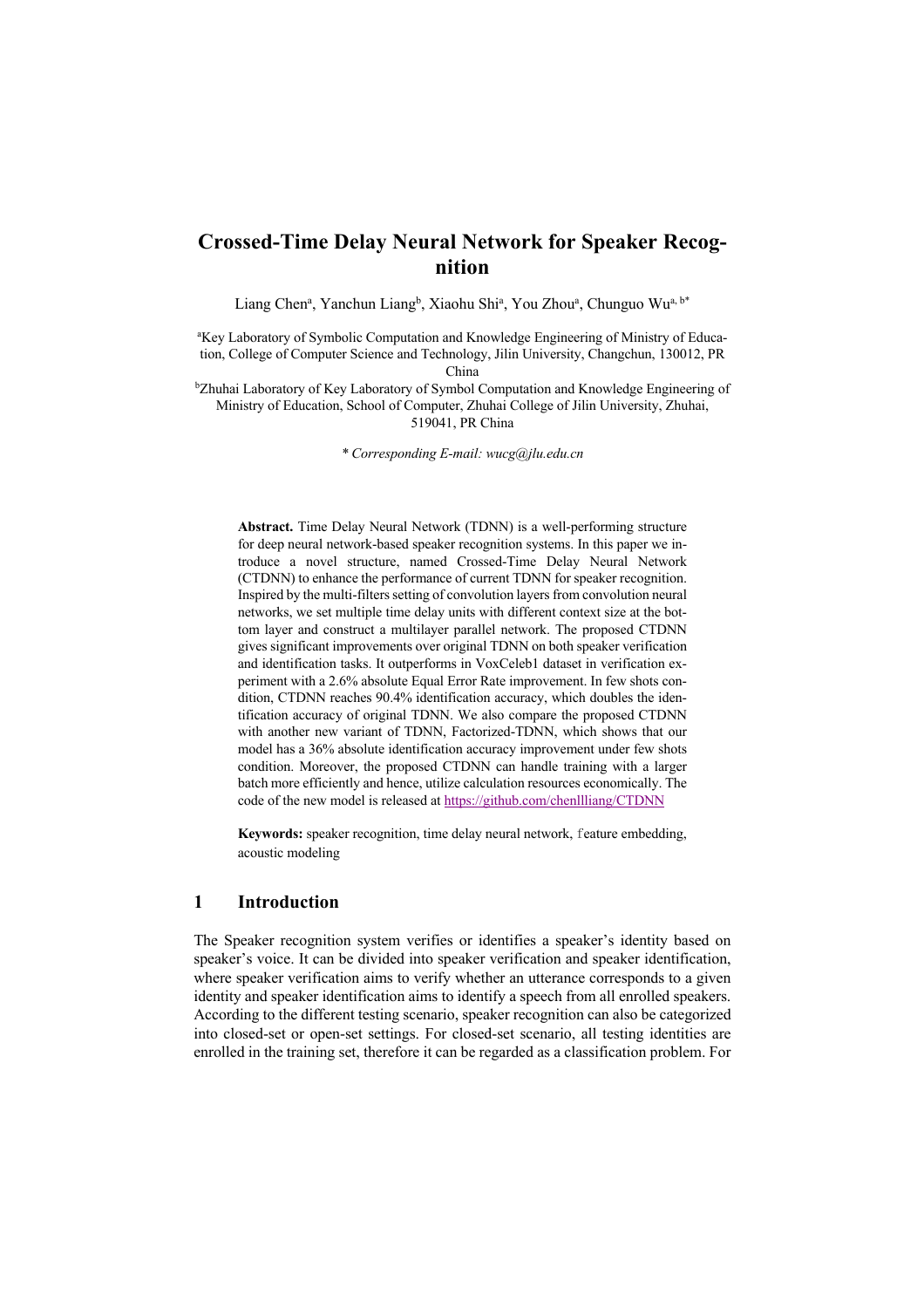# Crossed-Time Delay Neural Network for Speaker Recognition

Liang Chen[a], Yanchun Liang[b], Xiaohu Shi[a], You Zhou[a], Chunguo Wu[a, b*]

[a]Key Laboratory of Symbolic Computation and Knowledge Engineering of Ministry of Education, College of Computer Science and Technology, Jilin University, Changchun, 130012, PR China

[b]Zhuhai Laboratory of Key Laboratory of Symbol Computation and Knowledge Engineering of Ministry of Education, School of Computer, Zhuhai College of Jilin University, Zhuhai, 519041, PR China

*\* Corresponding E-mail: wucg@jlu.edu.cn*

**Abstract.** Time Delay Neural Network (TDNN) is a well-performing structure for deep neural network-based speaker recognition systems. In this paper we introduce a novel structure, named Crossed-Time Delay Neural Network (CTDNN) to enhance the performance of current TDNN for speaker recognition. Inspired by the multi-filters setting of convolution layers from convolution neural networks, we set multiple time delay units with different context size at the bottom layer and construct a multilayer parallel network. The proposed CTDNN gives significant improvements over original TDNN on both speaker verification and identification tasks. It outperforms in VoxCeleb1 dataset in verification experiment with a 2.6% absolute Equal Error Rate improvement. In few shots condition, CTDNN reaches 90.4% identification accuracy, which doubles the identification accuracy of original TDNN. We also compare the proposed CTDNN with another new variant of TDNN, Factorized-TDNN, which shows that our model has a 36% absolute identification accuracy improvement under few shots condition. Moreover, the proposed CTDNN can handle training with a larger batch more efficiently and hence, utilize calculation resources economically. The code of the new model is released at https://github.com/chenllliang/CTDNN

**Keywords:** speaker recognition, time delay neural network, feature embedding, acoustic modeling

## 1 Introduction

The Speaker recognition system verifies or identifies a speaker's identity based on speaker's voice. It can be divided into speaker verification and speaker identification, where speaker verification aims to verify whether an utterance corresponds to a given identity and speaker identification aims to identify a speech from all enrolled speakers. According to the different testing scenario, speaker recognition can also be categorized into closed-set or open-set settings. For closed-set scenario, all testing identities are enrolled in the training set, therefore it can be regarded as a classification problem. For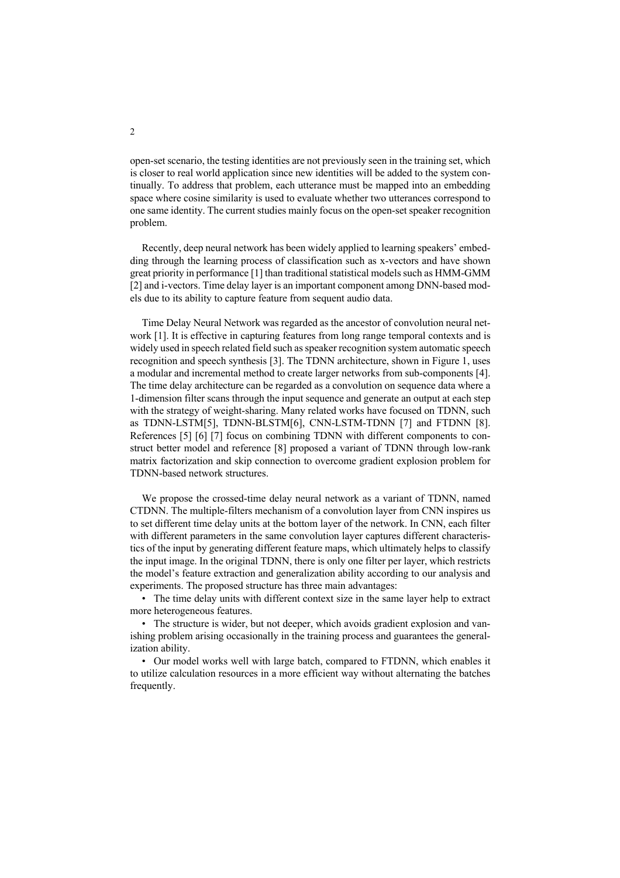open-set scenario, the testing identities are not previously seen in the training set, which is closer to real world application since new identities will be added to the system continually. To address that problem, each utterance must be mapped into an embedding space where cosine similarity is used to evaluate whether two utterances correspond to one same identity. The current studies mainly focus on the open-set speaker recognition problem.

Recently, deep neural network has been widely applied to learning speakers' embedding through the learning process of classification such as x-vectors and have shown great priority in performance [1] than traditional statistical models such as HMM-GMM [2] and i-vectors. Time delay layer is an important component among DNN-based models due to its ability to capture feature from sequent audio data.

Time Delay Neural Network was regarded as the ancestor of convolution neural network [1]. It is effective in capturing features from long range temporal contexts and is widely used in speech related field such as speaker recognition system automatic speech recognition and speech synthesis [3]. The TDNN architecture, shown in Figure 1, uses a modular and incremental method to create larger networks from sub-components [4]. The time delay architecture can be regarded as a convolution on sequence data where a 1-dimension filter scans through the input sequence and generate an output at each step with the strategy of weight-sharing. Many related works have focused on TDNN, such as TDNN-LSTM[5], TDNN-BLSTM[6], CNN-LSTM-TDNN [7] and FTDNN [8]. References [5] [6] [7] focus on combining TDNN with different components to construct better model and reference [8] proposed a variant of TDNN through low-rank matrix factorization and skip connection to overcome gradient explosion problem for TDNN-based network structures.

We propose the crossed-time delay neural network as a variant of TDNN, named CTDNN. The multiple-filters mechanism of a convolution layer from CNN inspires us to set different time delay units at the bottom layer of the network. In CNN, each filter with different parameters in the same convolution layer captures different characteristics of the input by generating different feature maps, which ultimately helps to classify the input image. In the original TDNN, there is only one filter per layer, which restricts the model's feature extraction and generalization ability according to our analysis and experiments. The proposed structure has three main advantages:

- The time delay units with different context size in the same layer help to extract more heterogeneous features.
- The structure is wider, but not deeper, which avoids gradient explosion and vanishing problem arising occasionally in the training process and guarantees the generalization ability.
- Our model works well with large batch, compared to FTDNN, which enables it to utilize calculation resources in a more efficient way without alternating the batches frequently.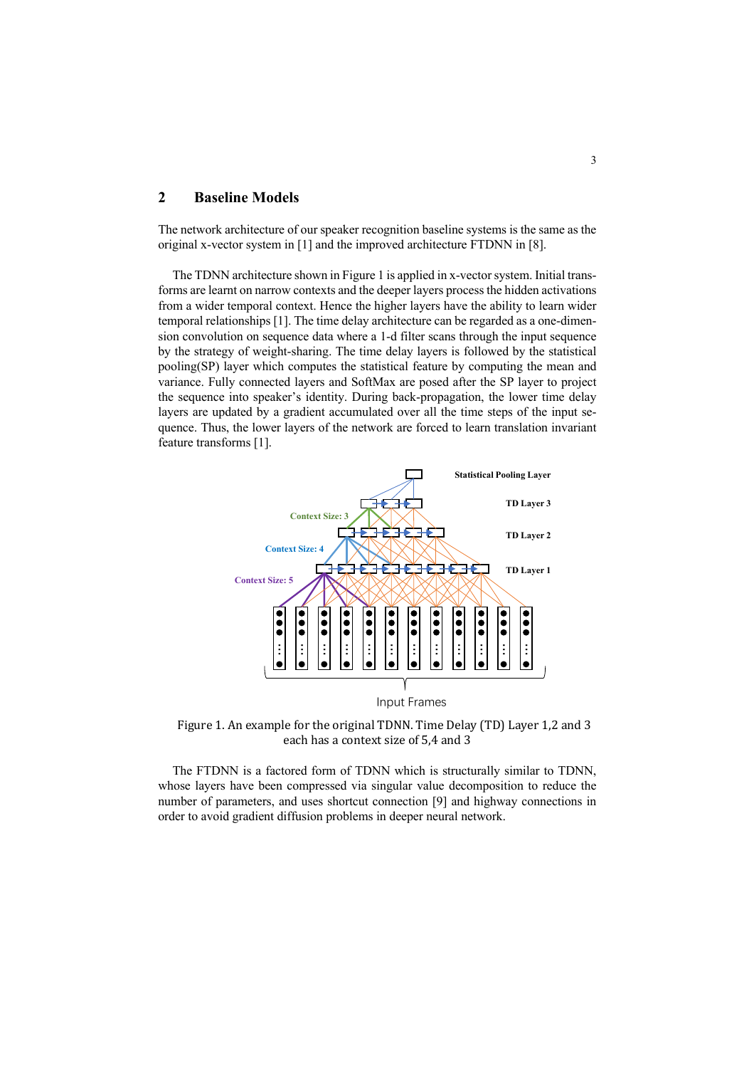## 2 Baseline Models

The network architecture of our speaker recognition baseline systems is the same as the original x-vector system in [1] and the improved architecture FTDNN in [8].

The TDNN architecture shown in Figure 1 is applied in x-vector system. Initial transforms are learnt on narrow contexts and the deeper layers process the hidden activations from a wider temporal context. Hence the higher layers have the ability to learn wider temporal relationships [1]. The time delay architecture can be regarded as a one-dimension convolution on sequence data where a 1-d filter scans through the input sequence by the strategy of weight-sharing. The time delay layers is followed by the statistical pooling(SP) layer which computes the statistical feature by computing the mean and variance. Fully connected layers and SoftMax are posed after the SP layer to project the sequence into speaker's identity. During back-propagation, the lower time delay layers are updated by a gradient accumulated over all the time steps of the input sequence. Thus, the lower layers of the network are forced to learn translation invariant feature transforms [1].

Statistical Pooling Layer

TD Layer 3

TD Layer 2

TD Layer 1

Context Size: 3

Context Size: 4

Context Size: 5

Input Frames

Figure 1. An example for the original TDNN. Time Delay (TD) Layer 1,2 and 3 each has a context size of 5,4 and 3

The FTDNN is a factored form of TDNN which is structurally similar to TDNN, whose layers have been compressed via singular value decomposition to reduce the number of parameters, and uses shortcut connection [9] and highway connections in order to avoid gradient diffusion problems in deeper neural network.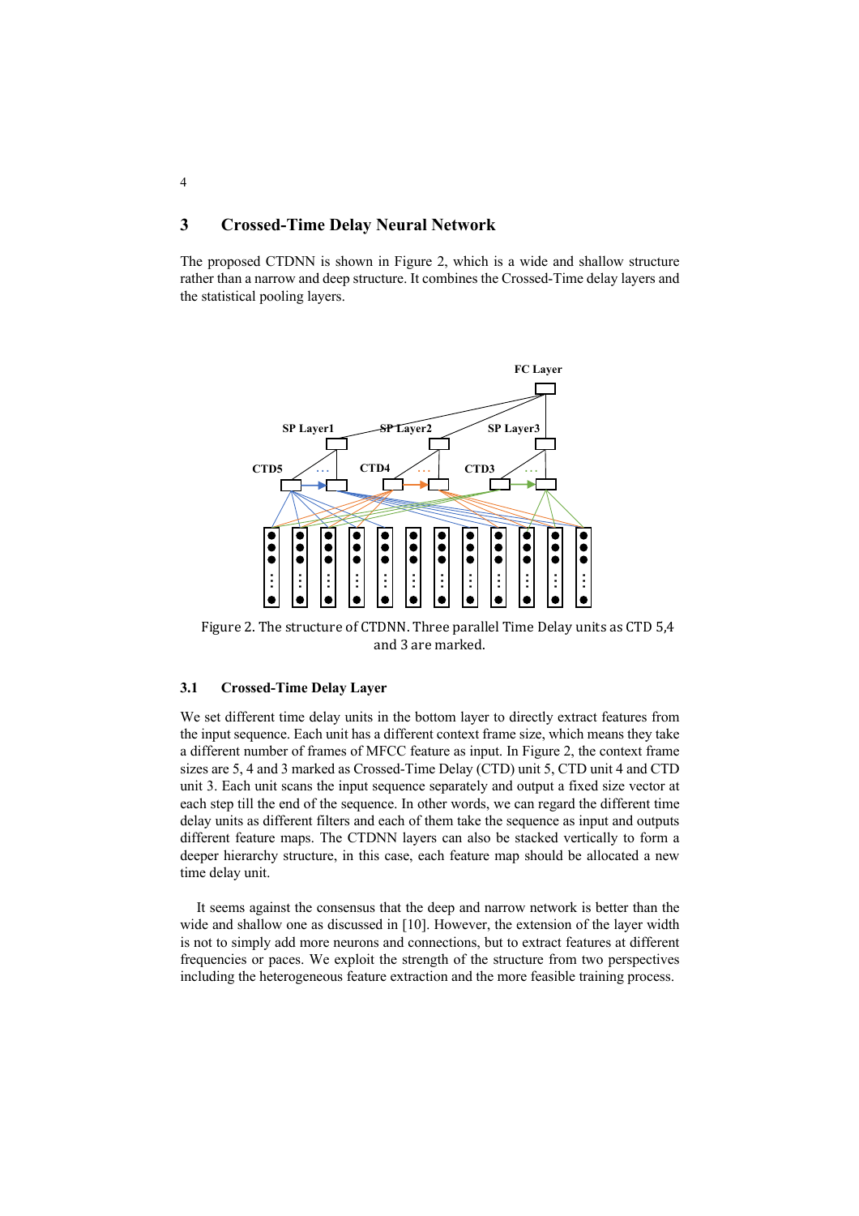## 3 Crossed-Time Delay Neural Network

The proposed CTDNN is shown in Figure 2, which is a wide and shallow structure rather than a narrow and deep structure. It combines the Crossed-Time delay layers and the statistical pooling layers.

Figure 2. The structure of CTDNN. Three parallel Time Delay units as CTD 5,4 and 3 are marked.

### 3.1 Crossed-Time Delay Layer

We set different time delay units in the bottom layer to directly extract features from the input sequence. Each unit has a different context frame size, which means they take a different number of frames of MFCC feature as input. In Figure 2, the context frame sizes are 5, 4 and 3 marked as Crossed-Time Delay (CTD) unit 5, CTD unit 4 and CTD unit 3. Each unit scans the input sequence separately and output a fixed size vector at each step till the end of the sequence. In other words, we can regard the different time delay units as different filters and each of them take the sequence as input and outputs different feature maps. The CTDNN layers can also be stacked vertically to form a deeper hierarchy structure, in this case, each feature map should be allocated a new time delay unit.

It seems against the consensus that the deep and narrow network is better than the wide and shallow one as discussed in [10]. However, the extension of the layer width is not to simply add more neurons and connections, but to extract features at different frequencies or paces. We exploit the strength of the structure from two perspectives including the heterogeneous feature extraction and the more feasible training process.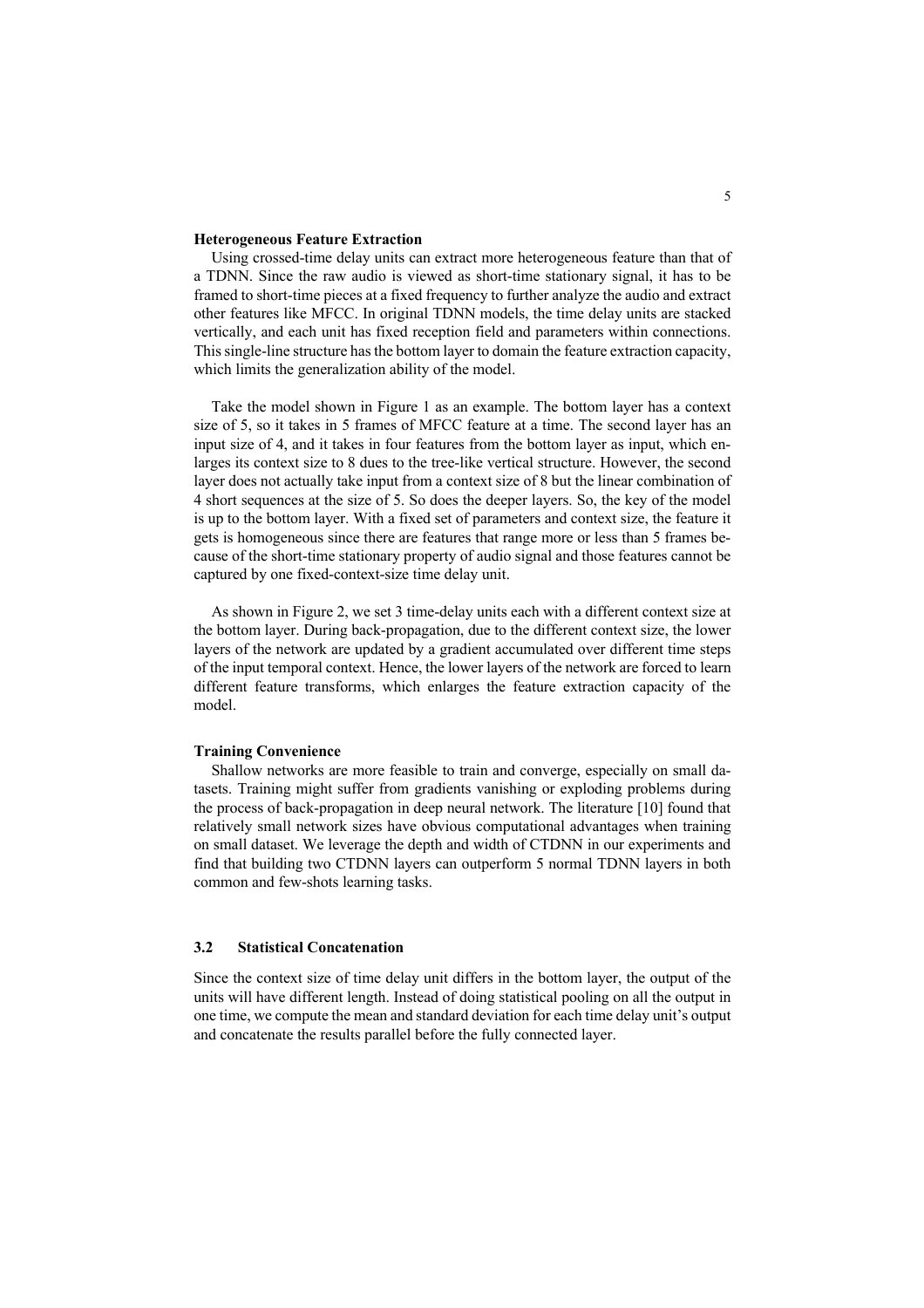**Heterogeneous Feature Extraction**

Using crossed-time delay units can extract more heterogeneous feature than that of a TDNN. Since the raw audio is viewed as short-time stationary signal, it has to be framed to short-time pieces at a fixed frequency to further analyze the audio and extract other features like MFCC. In original TDNN models, the time delay units are stacked vertically, and each unit has fixed reception field and parameters within connections. This single-line structure has the bottom layer to domain the feature extraction capacity, which limits the generalization ability of the model.

Take the model shown in Figure 1 as an example. The bottom layer has a context size of 5, so it takes in 5 frames of MFCC feature at a time. The second layer has an input size of 4, and it takes in four features from the bottom layer as input, which enlarges its context size to 8 dues to the tree-like vertical structure. However, the second layer does not actually take input from a context size of 8 but the linear combination of 4 short sequences at the size of 5. So does the deeper layers. So, the key of the model is up to the bottom layer. With a fixed set of parameters and context size, the feature it gets is homogeneous since there are features that range more or less than 5 frames because of the short-time stationary property of audio signal and those features cannot be captured by one fixed-context-size time delay unit.

As shown in Figure 2, we set 3 time-delay units each with a different context size at the bottom layer. During back-propagation, due to the different context size, the lower layers of the network are updated by a gradient accumulated over different time steps of the input temporal context. Hence, the lower layers of the network are forced to learn different feature transforms, which enlarges the feature extraction capacity of the model.

**Training Convenience**

Shallow networks are more feasible to train and converge, especially on small datasets. Training might suffer from gradients vanishing or exploding problems during the process of back-propagation in deep neural network. The literature [10] found that relatively small network sizes have obvious computational advantages when training on small dataset. We leverage the depth and width of CTDNN in our experiments and find that building two CTDNN layers can outperform 5 normal TDNN layers in both common and few-shots learning tasks.

### 3.2 Statistical Concatenation

Since the context size of time delay unit differs in the bottom layer, the output of the units will have different length. Instead of doing statistical pooling on all the output in one time, we compute the mean and standard deviation for each time delay unit's output and concatenate the results parallel before the fully connected layer.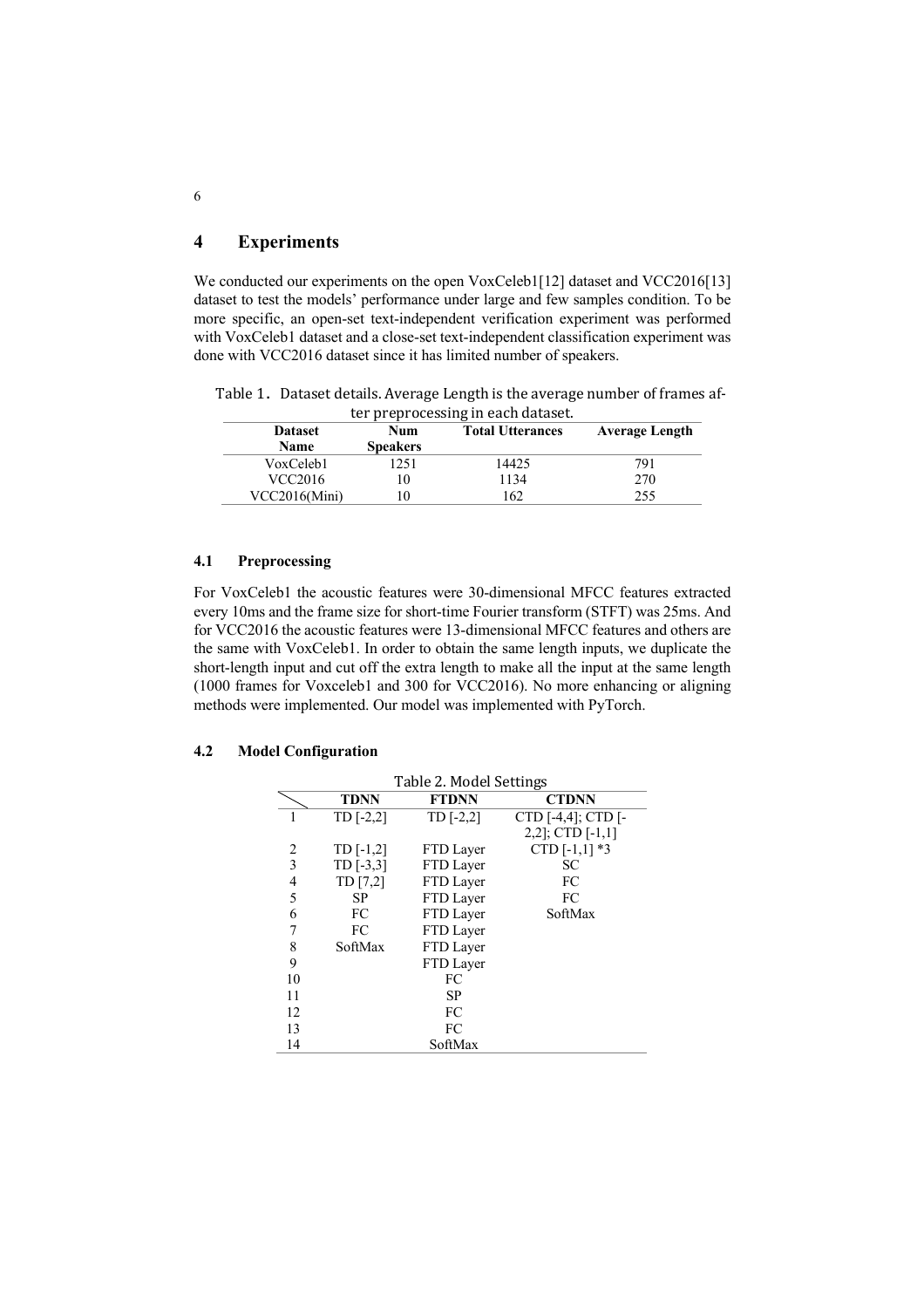## 4 Experiments

We conducted our experiments on the open VoxCeleb1[12] dataset and VCC2016[13] dataset to test the models' performance under large and few samples condition. To be more specific, an open-set text-independent verification experiment was performed with VoxCeleb1 dataset and a close-set text-independent classification experiment was done with VCC2016 dataset since it has limited number of speakers.

Table 1. Dataset details. Average Length is the average number of frames after preprocessing in each dataset.

| Dataset Name | Num Speakers | Total Utterances | Average Length |
|---|---|---|---|
| VoxCeleb1 | 1251 | 14425 | 791 |
| VCC2016 | 10 | 1134 | 270 |
| VCC2016(Mini) | 10 | 162 | 255 |

### 4.1 Preprocessing

For VoxCeleb1 the acoustic features were 30-dimensional MFCC features extracted every 10ms and the frame size for short-time Fourier transform (STFT) was 25ms. And for VCC2016 the acoustic features were 13-dimensional MFCC features and others are the same with VoxCeleb1. In order to obtain the same length inputs, we duplicate the short-length input and cut off the extra length to make all the input at the same length (1000 frames for Voxceleb1 and 300 for VCC2016). No more enhancing or aligning methods were implemented. Our model was implemented with PyTorch.

### 4.2 Model Configuration

Table 2. Model Settings

| | TDNN | FTDNN | CTDNN |
|---|---|---|---|
| 1 | TD [-2,2] | TD [-2,2] | CTD [-4,4]; CTD [-2,2]; CTD [-1,1] |
| 2 | TD [-1,2] | FTD Layer | CTD [-1,1] *3 |
| 3 | TD [-3,3] | FTD Layer | SC |
| 4 | TD [7,2] | FTD Layer | FC |
| 5 | SP | FTD Layer | FC |
| 6 | FC | FTD Layer | SoftMax |
| 7 | FC | FTD Layer | |
| 8 | SoftMax | FTD Layer | |
| 9 | | FTD Layer | |
| 10 | | FC | |
| 11 | | SP | |
| 12 | | FC | |
| 13 | | FC | |
| 14 | | SoftMax | |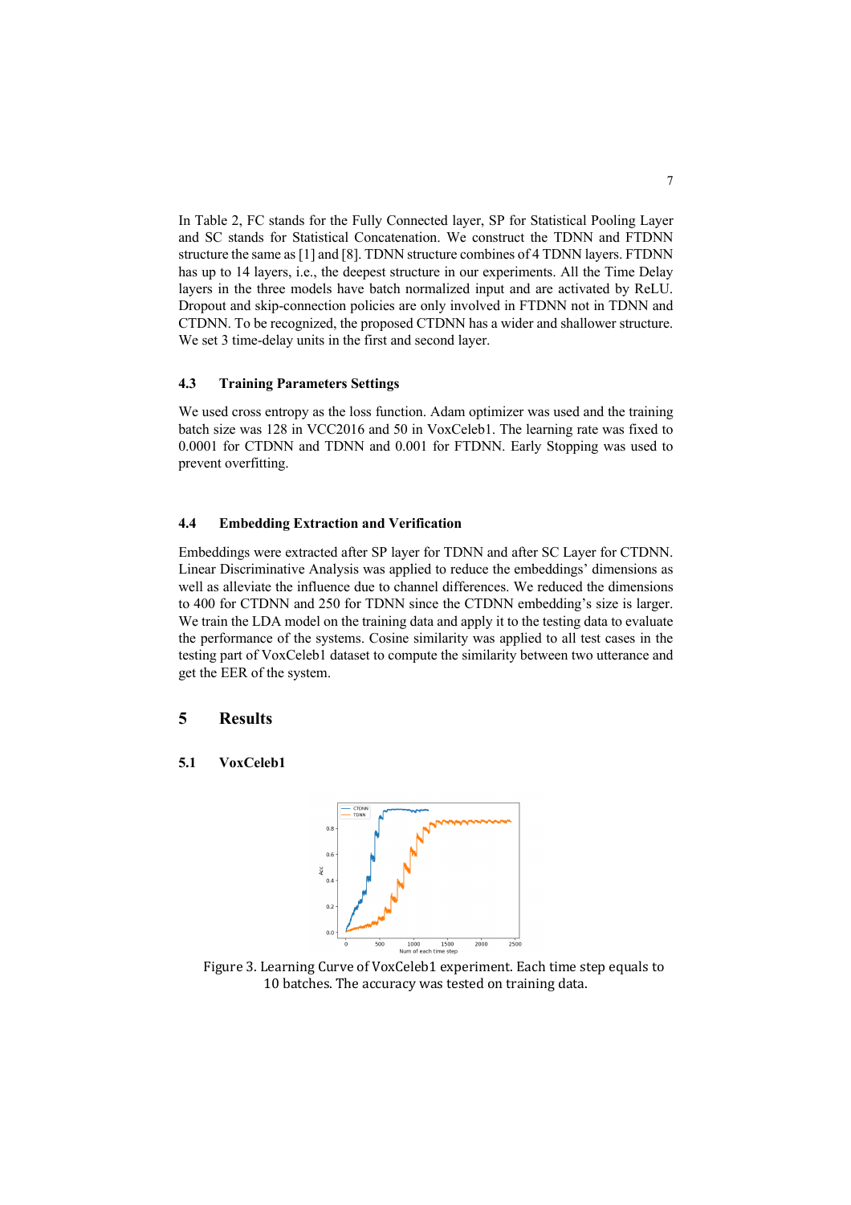In Table 2, FC stands for the Fully Connected layer, SP for Statistical Pooling Layer and SC stands for Statistical Concatenation. We construct the TDNN and FTDNN structure the same as [1] and [8]. TDNN structure combines of 4 TDNN layers. FTDNN has up to 14 layers, i.e., the deepest structure in our experiments. All the Time Delay layers in the three models have batch normalized input and are activated by ReLU. Dropout and skip-connection policies are only involved in FTDNN not in TDNN and CTDNN. To be recognized, the proposed CTDNN has a wider and shallower structure. We set 3 time-delay units in the first and second layer.

### 4.3 Training Parameters Settings

We used cross entropy as the loss function. Adam optimizer was used and the training batch size was 128 in VCC2016 and 50 in VoxCeleb1. The learning rate was fixed to 0.0001 for CTDNN and TDNN and 0.001 for FTDNN. Early Stopping was used to prevent overfitting.

### 4.4 Embedding Extraction and Verification

Embeddings were extracted after SP layer for TDNN and after SC Layer for CTDNN. Linear Discriminative Analysis was applied to reduce the embeddings' dimensions as well as alleviate the influence due to channel differences. We reduced the dimensions to 400 for CTDNN and 250 for TDNN since the CTDNN embedding's size is larger. We train the LDA model on the training data and apply it to the testing data to evaluate the performance of the systems. Cosine similarity was applied to all test cases in the testing part of VoxCeleb1 dataset to compute the similarity between two utterance and get the EER of the system.

## 5 Results

### 5.1 VoxCeleb1

Figure 3. Learning Curve of VoxCeleb1 experiment. Each time step equals to 10 batches. The accuracy was tested on training data.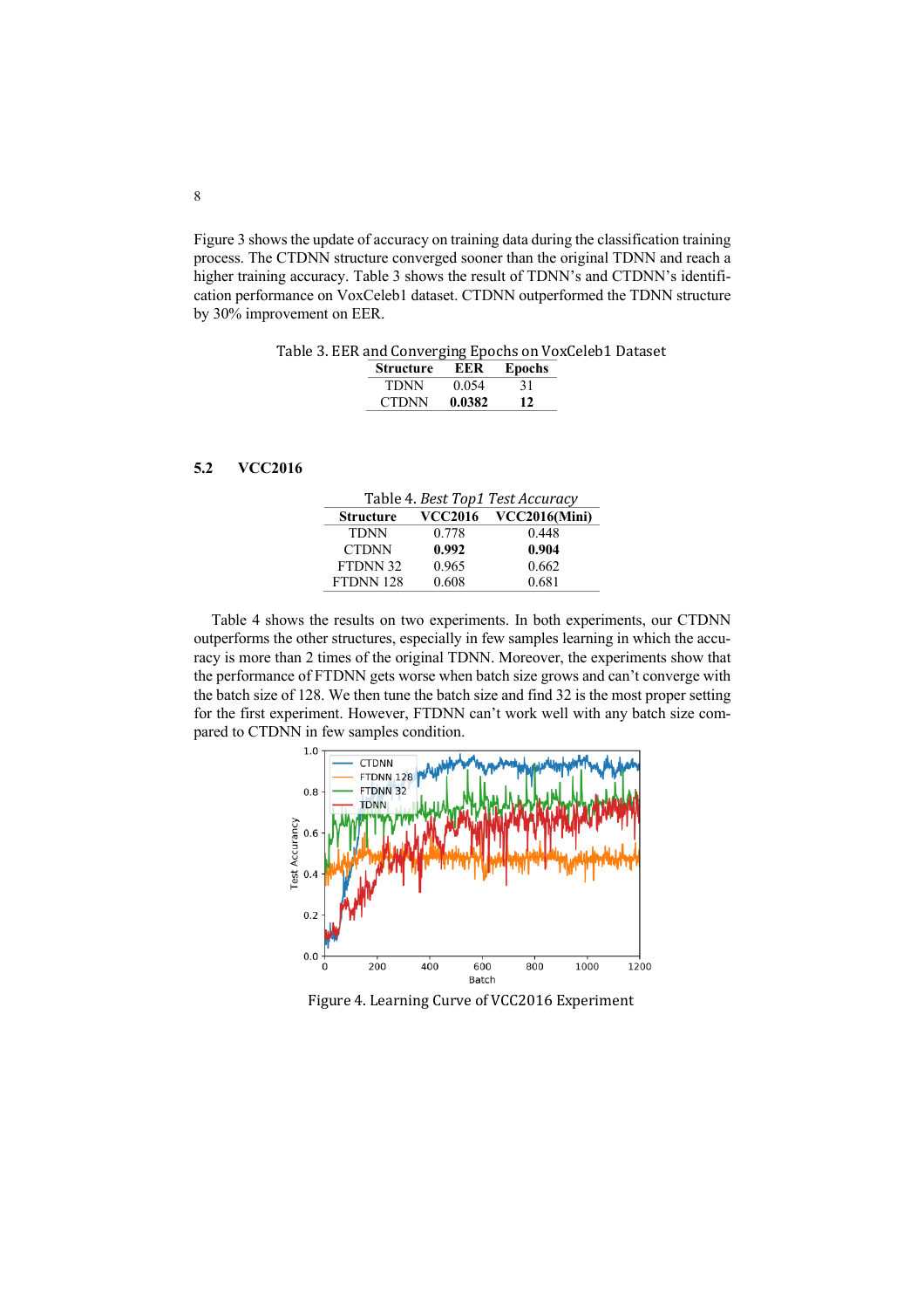Figure 3 shows the update of accuracy on training data during the classification training process. The CTDNN structure converged sooner than the original TDNN and reach a higher training accuracy. Table 3 shows the result of TDNN's and CTDNN's identification performance on VoxCeleb1 dataset. CTDNN outperformed the TDNN structure by 30% improvement on EER.

Table 3. EER and Converging Epochs on VoxCeleb1 Dataset

| Structure | EER | Epochs |
|---|---|---|
| TDNN | 0.054 | 31 |
| CTDNN | **0.0382** | **12** |

### 5.2 VCC2016

Table 4. *Best Top1 Test Accuracy*

| Structure | VCC2016 | VCC2016(Mini) |
|---|---|---|
| TDNN | 0.778 | 0.448 |
| CTDNN | **0.992** | **0.904** |
| FTDNN 32 | 0.965 | 0.662 |
| FTDNN 128 | 0.608 | 0.681 |

Table 4 shows the results on two experiments. In both experiments, our CTDNN outperforms the other structures, especially in few samples learning in which the accuracy is more than 2 times of the original TDNN. Moreover, the experiments show that the performance of FTDNN gets worse when batch size grows and can't converge with the batch size of 128. We then tune the batch size and find 32 is the most proper setting for the first experiment. However, FTDNN can't work well with any batch size compared to CTDNN in few samples condition.

Figure 4. Learning Curve of VCC2016 Experiment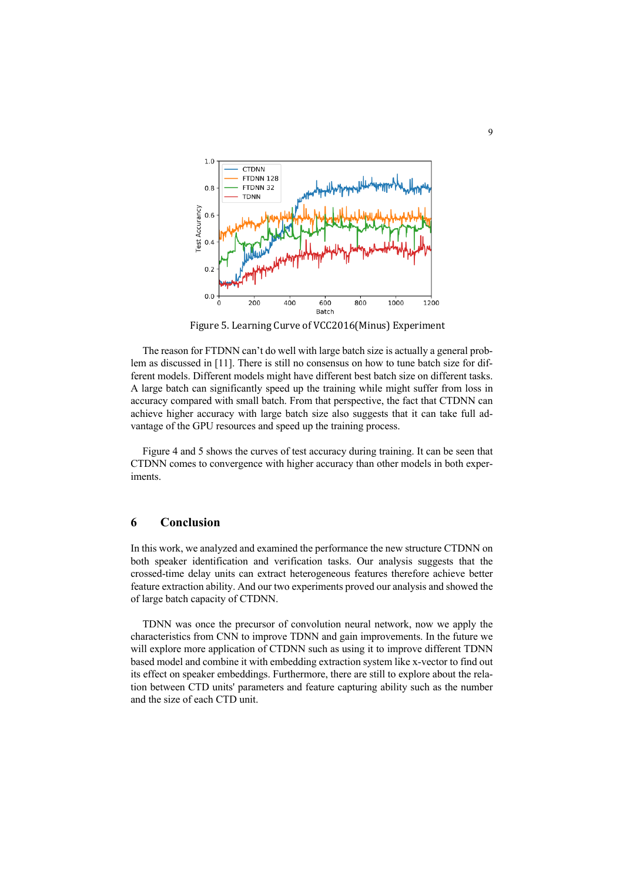Figure 5. Learning Curve of VCC2016(Minus) Experiment

The reason for FTDNN can't do well with large batch size is actually a general problem as discussed in [11]. There is still no consensus on how to tune batch size for different models. Different models might have different best batch size on different tasks. A large batch can significantly speed up the training while might suffer from loss in accuracy compared with small batch. From that perspective, the fact that CTDNN can achieve higher accuracy with large batch size also suggests that it can take full advantage of the GPU resources and speed up the training process.

Figure 4 and 5 shows the curves of test accuracy during training. It can be seen that CTDNN comes to convergence with higher accuracy than other models in both experiments.

## 6 Conclusion

In this work, we analyzed and examined the performance the new structure CTDNN on both speaker identification and verification tasks. Our analysis suggests that the crossed-time delay units can extract heterogeneous features therefore achieve better feature extraction ability. And our two experiments proved our analysis and showed the of large batch capacity of CTDNN.

TDNN was once the precursor of convolution neural network, now we apply the characteristics from CNN to improve TDNN and gain improvements. In the future we will explore more application of CTDNN such as using it to improve different TDNN based model and combine it with embedding extraction system like x-vector to find out its effect on speaker embeddings. Furthermore, there are still to explore about the relation between CTD units' parameters and feature capturing ability such as the number and the size of each CTD unit.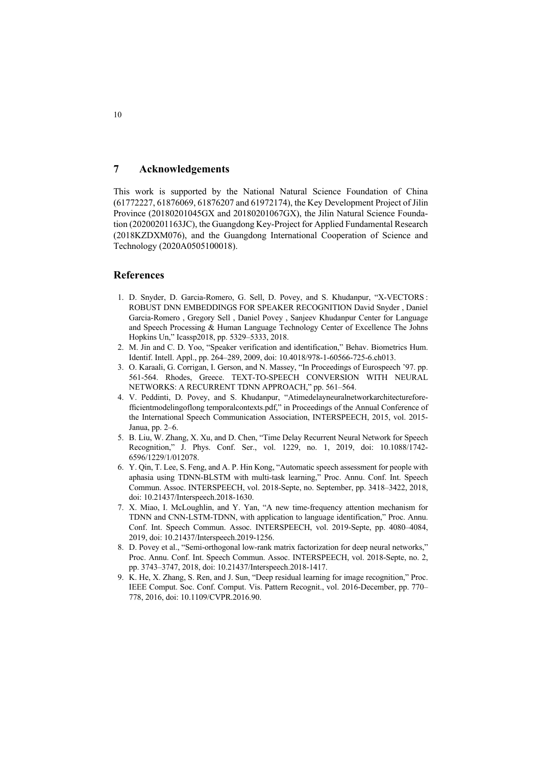## 7 Acknowledgements

This work is supported by the National Natural Science Foundation of China (61772227, 61876069, 61876207 and 61972174), the Key Development Project of Jilin Province (20180201045GX and 20180201067GX), the Jilin Natural Science Foundation (20200201163JC), the Guangdong Key-Project for Applied Fundamental Research (2018KZDXM076), and the Guangdong International Cooperation of Science and Technology (2020A0505100018).

## References

1. D. Snyder, D. Garcia-Romero, G. Sell, D. Povey, and S. Khudanpur, "X-VECTORS : ROBUST DNN EMBEDDINGS FOR SPEAKER RECOGNITION David Snyder , Daniel Garcia-Romero , Gregory Sell , Daniel Povey , Sanjeev Khudanpur Center for Language and Speech Processing & Human Language Technology Center of Excellence The Johns Hopkins Un," Icassp2018, pp. 5329–5333, 2018.
2. M. Jin and C. D. Yoo, "Speaker verification and identification," Behav. Biometrics Hum. Identif. Intell. Appl., pp. 264–289, 2009, doi: 10.4018/978-1-60566-725-6.ch013.
3. O. Karaali, G. Corrigan, I. Gerson, and N. Massey, "In Proceedings of Eurospeech '97. pp. 561-564. Rhodes, Greece. TEXT-TO-SPEECH CONVERSION WITH NEURAL NETWORKS: A RECURRENT TDNN APPROACH," pp. 561–564.
4. V. Peddinti, D. Povey, and S. Khudanpur, "Atimedelayneuralnetworkarchitectureforefficientmodelingoflong temporalcontexts.pdf," in Proceedings of the Annual Conference of the International Speech Communication Association, INTERSPEECH, 2015, vol. 2015-Janua, pp. 2–6.
5. B. Liu, W. Zhang, X. Xu, and D. Chen, "Time Delay Recurrent Neural Network for Speech Recognition," J. Phys. Conf. Ser., vol. 1229, no. 1, 2019, doi: 10.1088/1742-6596/1229/1/012078.
6. Y. Qin, T. Lee, S. Feng, and A. P. Hin Kong, "Automatic speech assessment for people with aphasia using TDNN-BLSTM with multi-task learning," Proc. Annu. Conf. Int. Speech Commun. Assoc. INTERSPEECH, vol. 2018-Septe, no. September, pp. 3418–3422, 2018, doi: 10.21437/Interspeech.2018-1630.
7. X. Miao, I. McLoughlin, and Y. Yan, "A new time-frequency attention mechanism for TDNN and CNN-LSTM-TDNN, with application to language identification," Proc. Annu. Conf. Int. Speech Commun. Assoc. INTERSPEECH, vol. 2019-Septe, pp. 4080–4084, 2019, doi: 10.21437/Interspeech.2019-1256.
8. D. Povey et al., "Semi-orthogonal low-rank matrix factorization for deep neural networks," Proc. Annu. Conf. Int. Speech Commun. Assoc. INTERSPEECH, vol. 2018-Septe, no. 2, pp. 3743–3747, 2018, doi: 10.21437/Interspeech.2018-1417.
9. K. He, X. Zhang, S. Ren, and J. Sun, "Deep residual learning for image recognition," Proc. IEEE Comput. Soc. Conf. Comput. Vis. Pattern Recognit., vol. 2016-December, pp. 770–778, 2016, doi: 10.1109/CVPR.2016.90.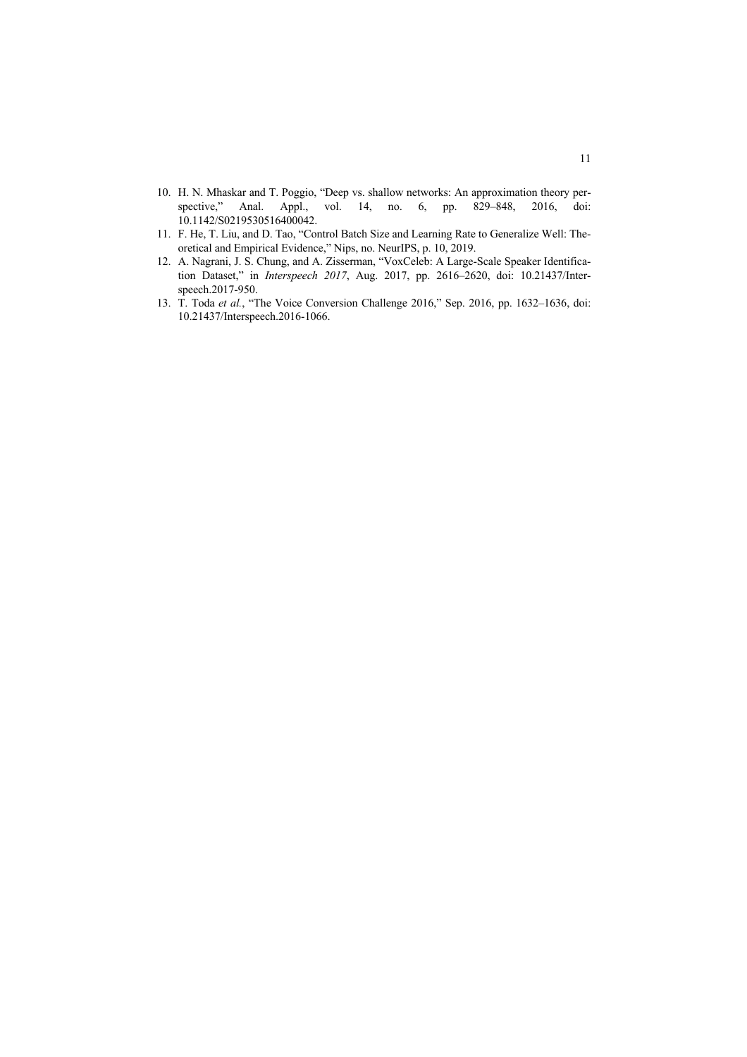10. H. N. Mhaskar and T. Poggio, "Deep vs. shallow networks: An approximation theory perspective," Anal. Appl., vol. 14, no. 6, pp. 829–848, 2016, doi: 10.1142/S0219530516400042.
11. F. He, T. Liu, and D. Tao, "Control Batch Size and Learning Rate to Generalize Well: Theoretical and Empirical Evidence," Nips, no. NeurIPS, p. 10, 2019.
12. A. Nagrani, J. S. Chung, and A. Zisserman, "VoxCeleb: A Large-Scale Speaker Identification Dataset," in *Interspeech 2017*, Aug. 2017, pp. 2616–2620, doi: 10.21437/Interspeech.2017-950.
13. T. Toda *et al.*, "The Voice Conversion Challenge 2016," Sep. 2016, pp. 1632–1636, doi: 10.21437/Interspeech.2016-1066.